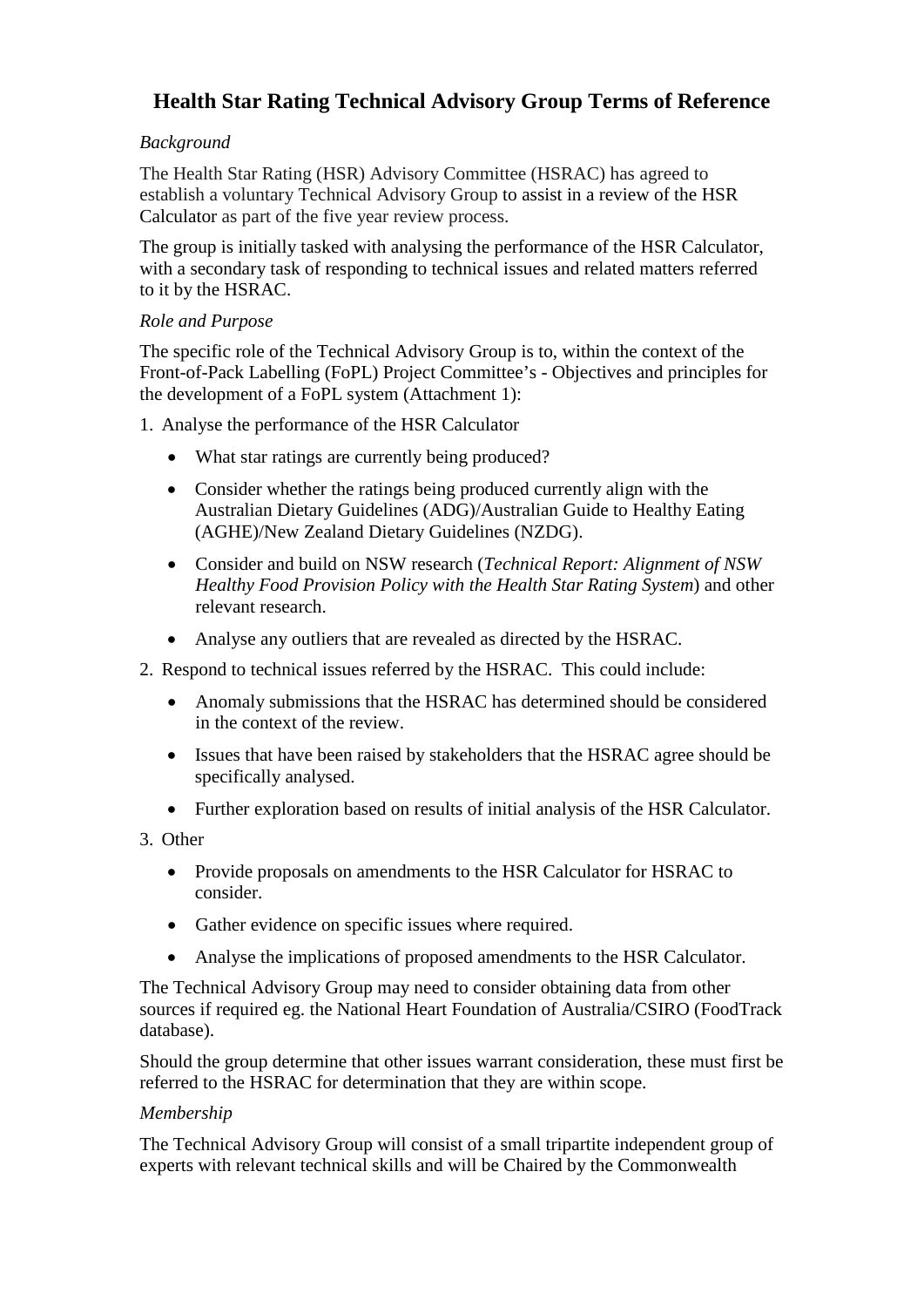# Health Star Rating Technical Advisory Group Terms of Reference

*Background*

The Health Star Rating (HSR) Advisory Committee (HSRAC) has agreed to establish a voluntary Technical Advisory Group to assist in a review of the HSR Calculator as part of the five year review process.

The group is initially tasked with analysing the performance of the HSR Calculator, with a secondary task of responding to technical issues and related matters referred to it by the HSRAC.

*Role and Purpose*

The specific role of the Technical Advisory Group is to, within the context of the Front-of-Pack Labelling (FoPL) Project Committee's - Objectives and principles for the development of a FoPL system (Attachment 1):

1. Analyse the performance of the HSR Calculator
   - What star ratings are currently being produced?
   - Consider whether the ratings being produced currently align with the Australian Dietary Guidelines (ADG)/Australian Guide to Healthy Eating (AGHE)/New Zealand Dietary Guidelines (NZDG).
   - Consider and build on NSW research (*Technical Report: Alignment of NSW Healthy Food Provision Policy with the Health Star Rating System*) and other relevant research.
   - Analyse any outliers that are revealed as directed by the HSRAC.
2. Respond to technical issues referred by the HSRAC. This could include:
   - Anomaly submissions that the HSRAC has determined should be considered in the context of the review.
   - Issues that have been raised by stakeholders that the HSRAC agree should be specifically analysed.
   - Further exploration based on results of initial analysis of the HSR Calculator.
3. Other
   - Provide proposals on amendments to the HSR Calculator for HSRAC to consider.
   - Gather evidence on specific issues where required.
   - Analyse the implications of proposed amendments to the HSR Calculator.

The Technical Advisory Group may need to consider obtaining data from other sources if required eg. the National Heart Foundation of Australia/CSIRO (FoodTrack database).

Should the group determine that other issues warrant consideration, these must first be referred to the HSRAC for determination that they are within scope.

*Membership*

The Technical Advisory Group will consist of a small tripartite independent group of experts with relevant technical skills and will be Chaired by the Commonwealth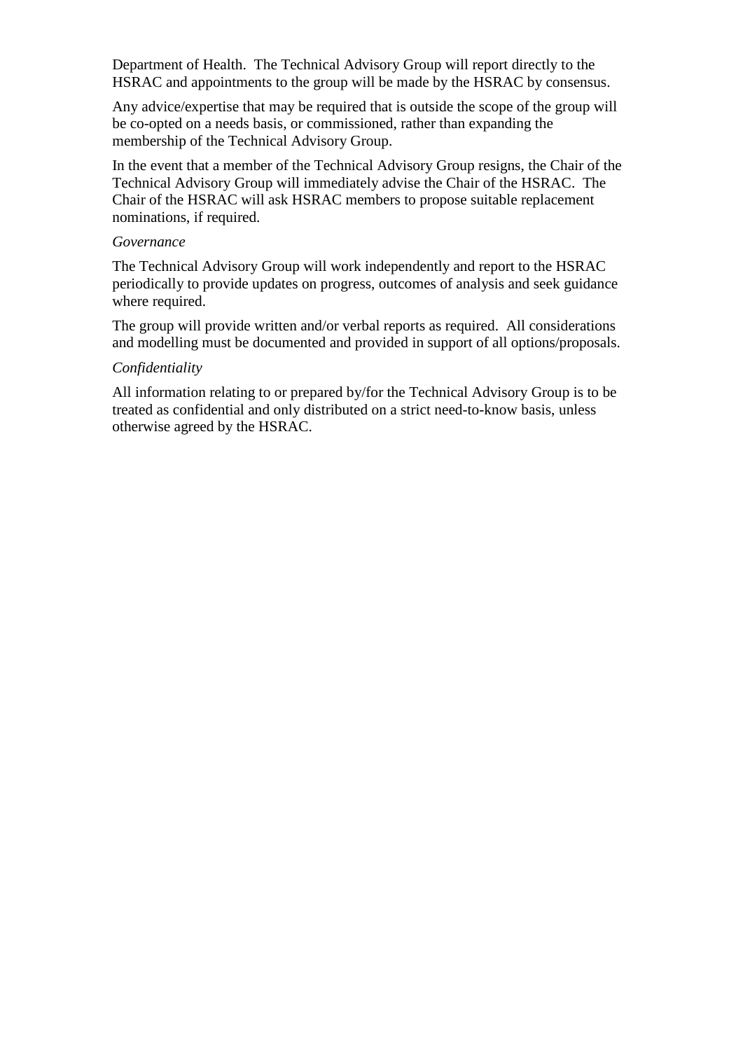Department of Health. The Technical Advisory Group will report directly to the HSRAC and appointments to the group will be made by the HSRAC by consensus.

Any advice/expertise that may be required that is outside the scope of the group will be co-opted on a needs basis, or commissioned, rather than expanding the membership of the Technical Advisory Group.

In the event that a member of the Technical Advisory Group resigns, the Chair of the Technical Advisory Group will immediately advise the Chair of the HSRAC. The Chair of the HSRAC will ask HSRAC members to propose suitable replacement nominations, if required.

*Governance*

The Technical Advisory Group will work independently and report to the HSRAC periodically to provide updates on progress, outcomes of analysis and seek guidance where required.

The group will provide written and/or verbal reports as required. All considerations and modelling must be documented and provided in support of all options/proposals.

*Confidentiality*

All information relating to or prepared by/for the Technical Advisory Group is to be treated as confidential and only distributed on a strict need-to-know basis, unless otherwise agreed by the HSRAC.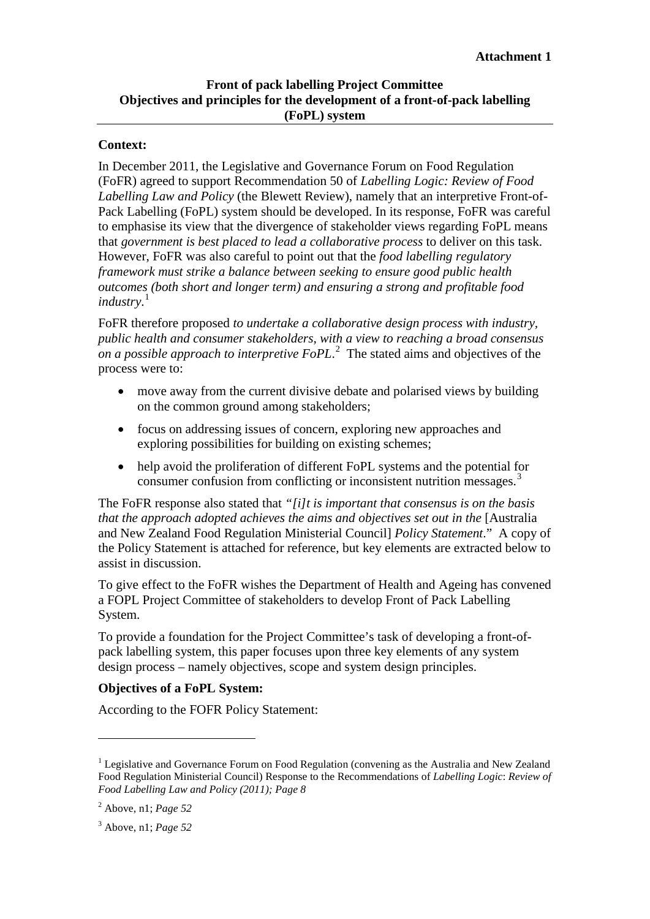**Attachment 1**

## Front of pack labelling Project Committee
## Objectives and principles for the development of a front-of-pack labelling (FoPL) system

### Context:

In December 2011, the Legislative and Governance Forum on Food Regulation (FoFR) agreed to support Recommendation 50 of *Labelling Logic: Review of Food Labelling Law and Policy* (the Blewett Review), namely that an interpretive Front-of-Pack Labelling (FoPL) system should be developed. In its response, FoFR was careful to emphasise its view that the divergence of stakeholder views regarding FoPL means that *government is best placed to lead a collaborative process* to deliver on this task. However, FoFR was also careful to point out that the *food labelling regulatory framework must strike a balance between seeking to ensure good public health outcomes (both short and longer term) and ensuring a strong and profitable food industry*.[1]

FoFR therefore proposed *to undertake a collaborative design process with industry, public health and consumer stakeholders, with a view to reaching a broad consensus on a possible approach to interpretive FoPL*.[2] The stated aims and objectives of the process were to:

- move away from the current divisive debate and polarised views by building on the common ground among stakeholders;
- focus on addressing issues of concern, exploring new approaches and exploring possibilities for building on existing schemes;
- help avoid the proliferation of different FoPL systems and the potential for consumer confusion from conflicting or inconsistent nutrition messages.[3]

The FoFR response also stated that *"[i]t is important that consensus is on the basis that the approach adopted achieves the aims and objectives set out in the* [Australia and New Zealand Food Regulation Ministerial Council] *Policy Statement*." A copy of the Policy Statement is attached for reference, but key elements are extracted below to assist in discussion.

To give effect to the FoFR wishes the Department of Health and Ageing has convened a FOPL Project Committee of stakeholders to develop Front of Pack Labelling System.

To provide a foundation for the Project Committee's task of developing a front-of-pack labelling system, this paper focuses upon three key elements of any system design process – namely objectives, scope and system design principles.

### Objectives of a FoPL System:

According to the FOFR Policy Statement:

---

[1] Legislative and Governance Forum on Food Regulation (convening as the Australia and New Zealand Food Regulation Ministerial Council) Response to the Recommendations of *Labelling Logic*: *Review of Food Labelling Law and Policy (2011); Page 8*

[2] Above, n1; *Page 52*

[3] Above, n1; *Page 52*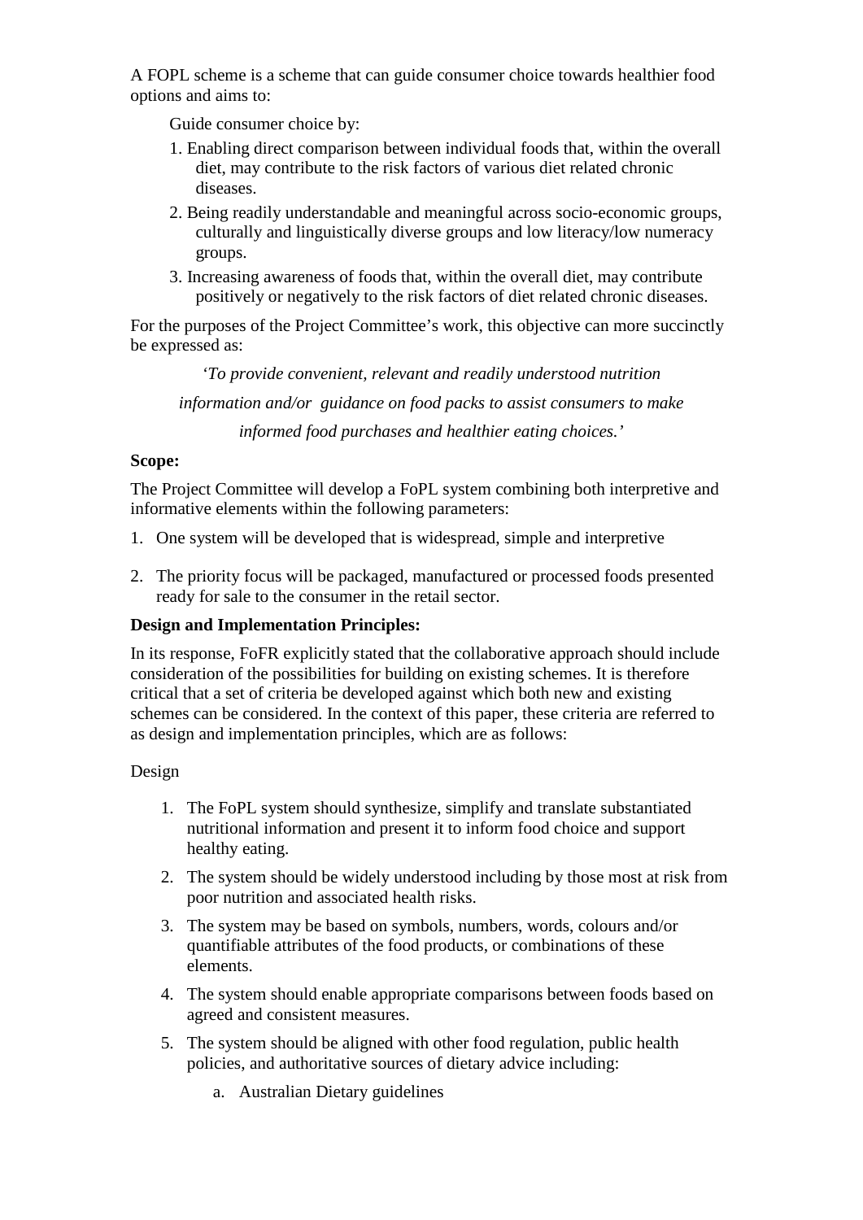A FOPL scheme is a scheme that can guide consumer choice towards healthier food options and aims to:

Guide consumer choice by:

1. Enabling direct comparison between individual foods that, within the overall diet, may contribute to the risk factors of various diet related chronic diseases.
2. Being readily understandable and meaningful across socio-economic groups, culturally and linguistically diverse groups and low literacy/low numeracy groups.
3. Increasing awareness of foods that, within the overall diet, may contribute positively or negatively to the risk factors of diet related chronic diseases.

For the purposes of the Project Committee's work, this objective can more succinctly be expressed as:

*'To provide convenient, relevant and readily understood nutrition information and/or guidance on food packs to assist consumers to make informed food purchases and healthier eating choices.'*

**Scope:**

The Project Committee will develop a FoPL system combining both interpretive and informative elements within the following parameters:

1. One system will be developed that is widespread, simple and interpretive
2. The priority focus will be packaged, manufactured or processed foods presented ready for sale to the consumer in the retail sector.

**Design and Implementation Principles:**

In its response, FoFR explicitly stated that the collaborative approach should include consideration of the possibilities for building on existing schemes. It is therefore critical that a set of criteria be developed against which both new and existing schemes can be considered. In the context of this paper, these criteria are referred to as design and implementation principles, which are as follows:

Design

1. The FoPL system should synthesize, simplify and translate substantiated nutritional information and present it to inform food choice and support healthy eating.
2. The system should be widely understood including by those most at risk from poor nutrition and associated health risks.
3. The system may be based on symbols, numbers, words, colours and/or quantifiable attributes of the food products, or combinations of these elements.
4. The system should enable appropriate comparisons between foods based on agreed and consistent measures.
5. The system should be aligned with other food regulation, public health policies, and authoritative sources of dietary advice including:
    a. Australian Dietary guidelines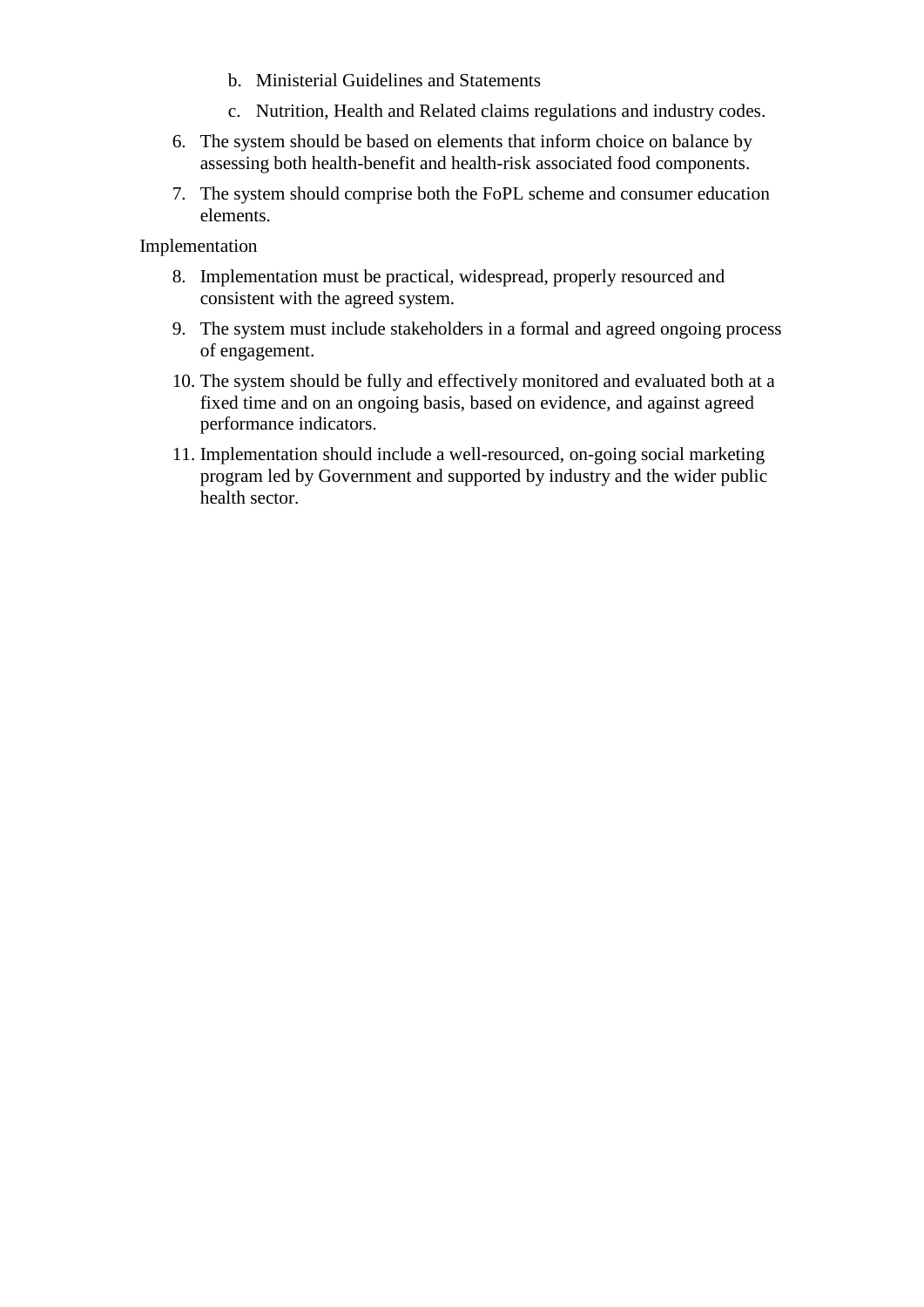b. Ministerial Guidelines and Statements
   c. Nutrition, Health and Related claims regulations and industry codes.

6. The system should be based on elements that inform choice on balance by assessing both health-benefit and health-risk associated food components.
7. The system should comprise both the FoPL scheme and consumer education elements.

Implementation

8. Implementation must be practical, widespread, properly resourced and consistent with the agreed system.
9. The system must include stakeholders in a formal and agreed ongoing process of engagement.
10. The system should be fully and effectively monitored and evaluated both at a fixed time and on an ongoing basis, based on evidence, and against agreed performance indicators.
11. Implementation should include a well-resourced, on-going social marketing program led by Government and supported by industry and the wider public health sector.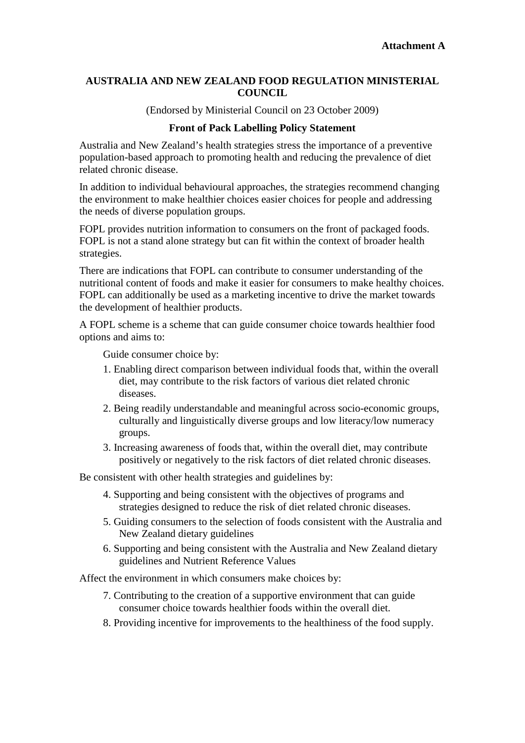**Attachment A**

## AUSTRALIA AND NEW ZEALAND FOOD REGULATION MINISTERIAL COUNCIL

(Endorsed by Ministerial Council on 23 October 2009)

### Front of Pack Labelling Policy Statement

Australia and New Zealand's health strategies stress the importance of a preventive population-based approach to promoting health and reducing the prevalence of diet related chronic disease.

In addition to individual behavioural approaches, the strategies recommend changing the environment to make healthier choices easier choices for people and addressing the needs of diverse population groups.

FOPL provides nutrition information to consumers on the front of packaged foods. FOPL is not a stand alone strategy but can fit within the context of broader health strategies.

There are indications that FOPL can contribute to consumer understanding of the nutritional content of foods and make it easier for consumers to make healthy choices. FOPL can additionally be used as a marketing incentive to drive the market towards the development of healthier products.

A FOPL scheme is a scheme that can guide consumer choice towards healthier food options and aims to:

Guide consumer choice by:

1. Enabling direct comparison between individual foods that, within the overall diet, may contribute to the risk factors of various diet related chronic diseases.
2. Being readily understandable and meaningful across socio-economic groups, culturally and linguistically diverse groups and low literacy/low numeracy groups.
3. Increasing awareness of foods that, within the overall diet, may contribute positively or negatively to the risk factors of diet related chronic diseases.

Be consistent with other health strategies and guidelines by:

4. Supporting and being consistent with the objectives of programs and strategies designed to reduce the risk of diet related chronic diseases.
5. Guiding consumers to the selection of foods consistent with the Australia and New Zealand dietary guidelines
6. Supporting and being consistent with the Australia and New Zealand dietary guidelines and Nutrient Reference Values

Affect the environment in which consumers make choices by:

7. Contributing to the creation of a supportive environment that can guide consumer choice towards healthier foods within the overall diet.
8. Providing incentive for improvements to the healthiness of the food supply.